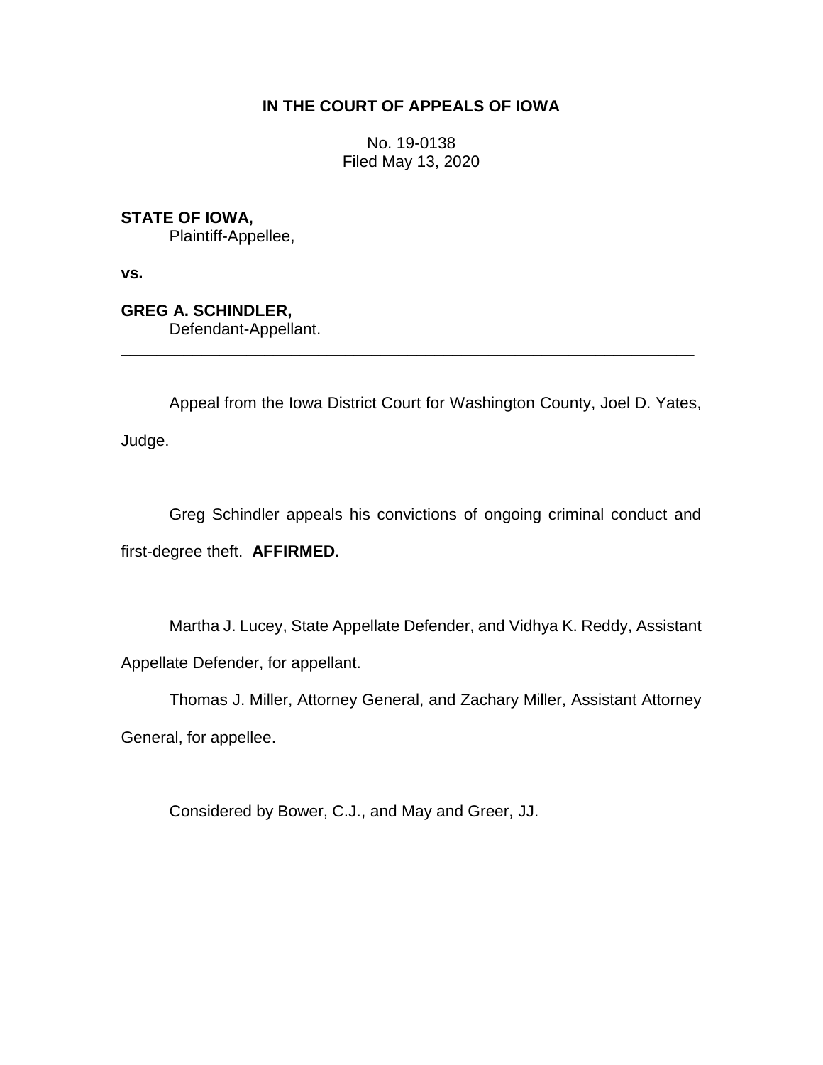**IN THE COURT OF APPEALS OF IOWA**

No. 19-0138
Filed May 13, 2020

**STATE OF IOWA,**
Plaintiff-Appellee,

**vs.**

**GREG A. SCHINDLER,**
Defendant-Appellant.

---

Appeal from the Iowa District Court for Washington County, Joel D. Yates, Judge.

Greg Schindler appeals his convictions of ongoing criminal conduct and first-degree theft. **AFFIRMED.**

Martha J. Lucey, State Appellate Defender, and Vidhya K. Reddy, Assistant Appellate Defender, for appellant.

Thomas J. Miller, Attorney General, and Zachary Miller, Assistant Attorney General, for appellee.

Considered by Bower, C.J., and May and Greer, JJ.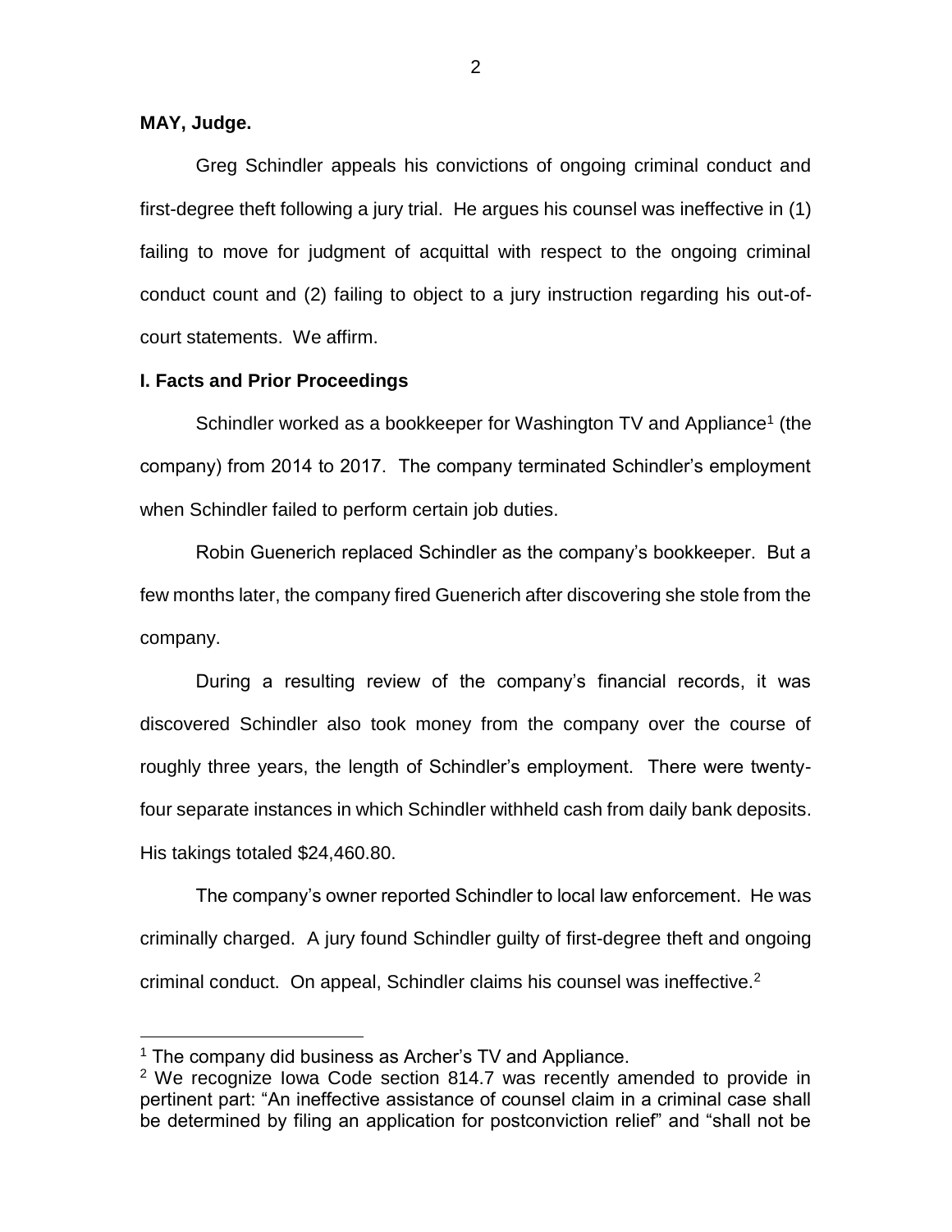**MAY, Judge.**

Greg Schindler appeals his convictions of ongoing criminal conduct and first-degree theft following a jury trial. He argues his counsel was ineffective in (1) failing to move for judgment of acquittal with respect to the ongoing criminal conduct count and (2) failing to object to a jury instruction regarding his out-of-court statements. We affirm.

## I. Facts and Prior Proceedings

Schindler worked as a bookkeeper for Washington TV and Appliance[1] (the company) from 2014 to 2017. The company terminated Schindler's employment when Schindler failed to perform certain job duties.

Robin Guenerich replaced Schindler as the company's bookkeeper. But a few months later, the company fired Guenerich after discovering she stole from the company.

During a resulting review of the company's financial records, it was discovered Schindler also took money from the company over the course of roughly three years, the length of Schindler's employment. There were twenty-four separate instances in which Schindler withheld cash from daily bank deposits. His takings totaled $24,460.80.

The company's owner reported Schindler to local law enforcement. He was criminally charged. A jury found Schindler guilty of first-degree theft and ongoing criminal conduct. On appeal, Schindler claims his counsel was ineffective.[2]

[1] The company did business as Archer's TV and Appliance.

[2] We recognize Iowa Code section 814.7 was recently amended to provide in pertinent part: "An ineffective assistance of counsel claim in a criminal case shall be determined by filing an application for postconviction relief" and "shall not be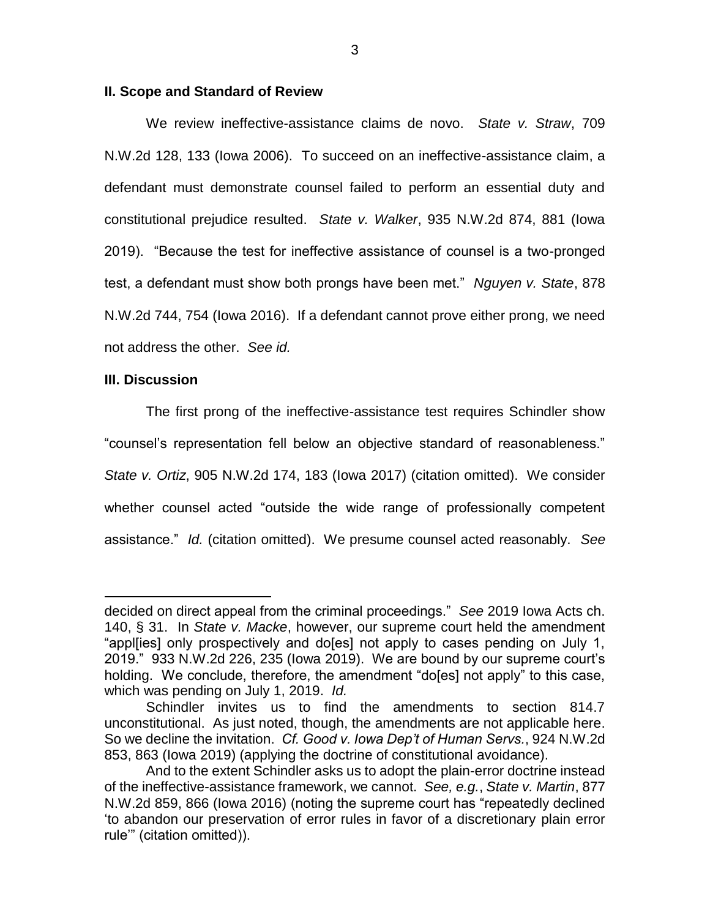## II. Scope and Standard of Review

We review ineffective-assistance claims de novo. *State v. Straw*, 709 N.W.2d 128, 133 (Iowa 2006). To succeed on an ineffective-assistance claim, a defendant must demonstrate counsel failed to perform an essential duty and constitutional prejudice resulted. *State v. Walker*, 935 N.W.2d 874, 881 (Iowa 2019). "Because the test for ineffective assistance of counsel is a two-pronged test, a defendant must show both prongs have been met." *Nguyen v. State*, 878 N.W.2d 744, 754 (Iowa 2016). If a defendant cannot prove either prong, we need not address the other. *See id.*

## III. Discussion

The first prong of the ineffective-assistance test requires Schindler show "counsel's representation fell below an objective standard of reasonableness." *State v. Ortiz*, 905 N.W.2d 174, 183 (Iowa 2017) (citation omitted). We consider whether counsel acted "outside the wide range of professionally competent assistance." *Id.* (citation omitted). We presume counsel acted reasonably. *See*

---

decided on direct appeal from the criminal proceedings." *See* 2019 Iowa Acts ch. 140, § 31. In *State v. Macke*, however, our supreme court held the amendment "appl[ies] only prospectively and do[es] not apply to cases pending on July 1, 2019." 933 N.W.2d 226, 235 (Iowa 2019). We are bound by our supreme court's holding. We conclude, therefore, the amendment "do[es] not apply" to this case, which was pending on July 1, 2019. *Id.*

Schindler invites us to find the amendments to section 814.7 unconstitutional. As just noted, though, the amendments are not applicable here. So we decline the invitation. *Cf. Good v. Iowa Dep't of Human Servs.*, 924 N.W.2d 853, 863 (Iowa 2019) (applying the doctrine of constitutional avoidance).

And to the extent Schindler asks us to adopt the plain-error doctrine instead of the ineffective-assistance framework, we cannot. *See, e.g.*, *State v. Martin*, 877 N.W.2d 859, 866 (Iowa 2016) (noting the supreme court has "repeatedly declined 'to abandon our preservation of error rules in favor of a discretionary plain error rule'" (citation omitted)).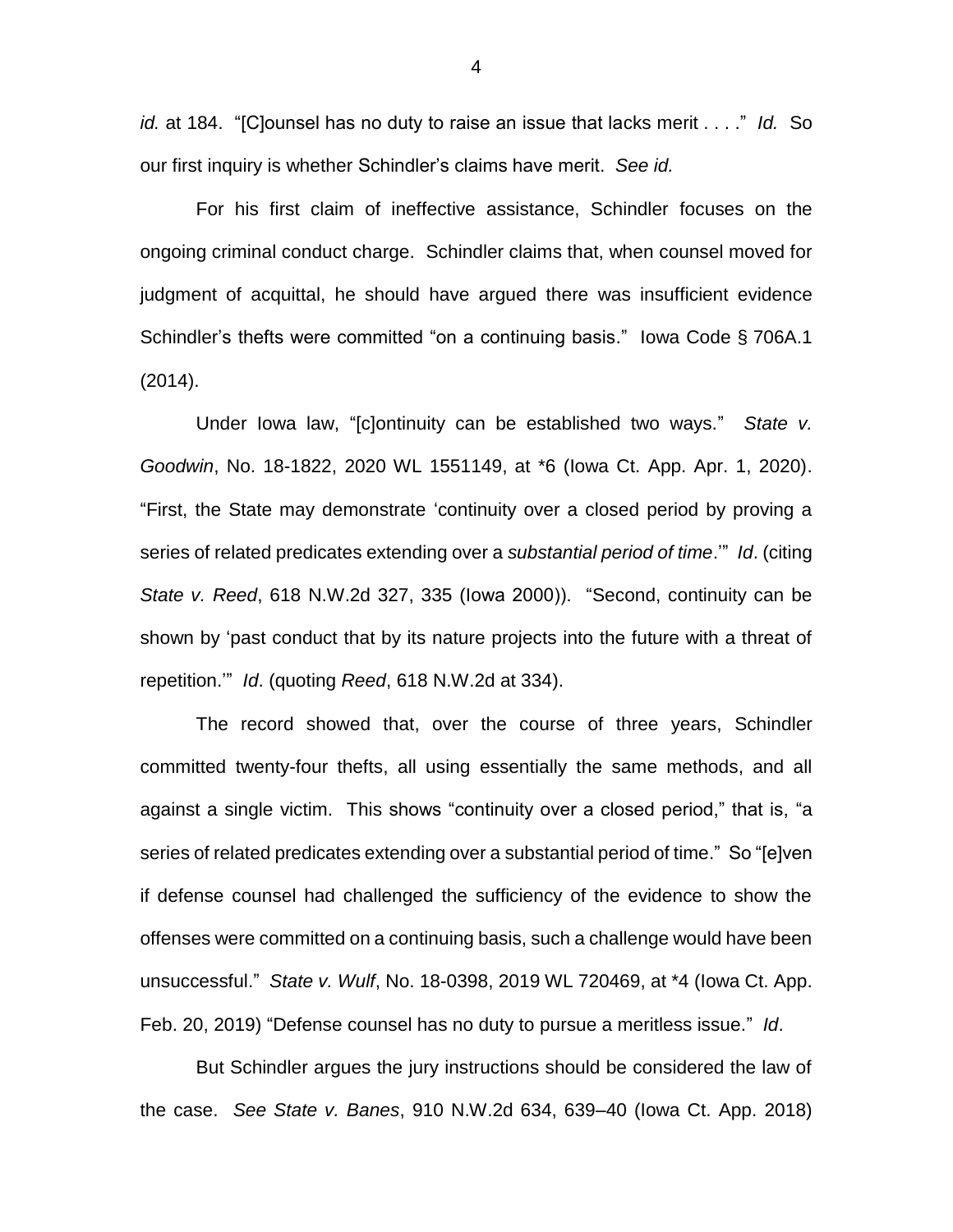*id.* at 184. "[C]ounsel has no duty to raise an issue that lacks merit . . . ." *Id.* So our first inquiry is whether Schindler's claims have merit. *See id.*

For his first claim of ineffective assistance, Schindler focuses on the ongoing criminal conduct charge. Schindler claims that, when counsel moved for judgment of acquittal, he should have argued there was insufficient evidence Schindler's thefts were committed "on a continuing basis." Iowa Code § 706A.1 (2014).

Under Iowa law, "[c]ontinuity can be established two ways." *State v. Goodwin*, No. 18-1822, 2020 WL 1551149, at *6 (Iowa Ct. App. Apr. 1, 2020). "First, the State may demonstrate 'continuity over a closed period by proving a series of related predicates extending over a *substantial period of time*.'" *Id*. (citing *State v. Reed*, 618 N.W.2d 327, 335 (Iowa 2000)). "Second, continuity can be shown by 'past conduct that by its nature projects into the future with a threat of repetition.'" *Id*. (quoting *Reed*, 618 N.W.2d at 334).

The record showed that, over the course of three years, Schindler committed twenty-four thefts, all using essentially the same methods, and all against a single victim. This shows "continuity over a closed period," that is, "a series of related predicates extending over a substantial period of time." So "[e]ven if defense counsel had challenged the sufficiency of the evidence to show the offenses were committed on a continuing basis, such a challenge would have been unsuccessful." *State v. Wulf*, No. 18-0398, 2019 WL 720469, at *4 (Iowa Ct. App. Feb. 20, 2019) "Defense counsel has no duty to pursue a meritless issue." *Id*.

But Schindler argues the jury instructions should be considered the law of the case. *See State v. Banes*, 910 N.W.2d 634, 639–40 (Iowa Ct. App. 2018)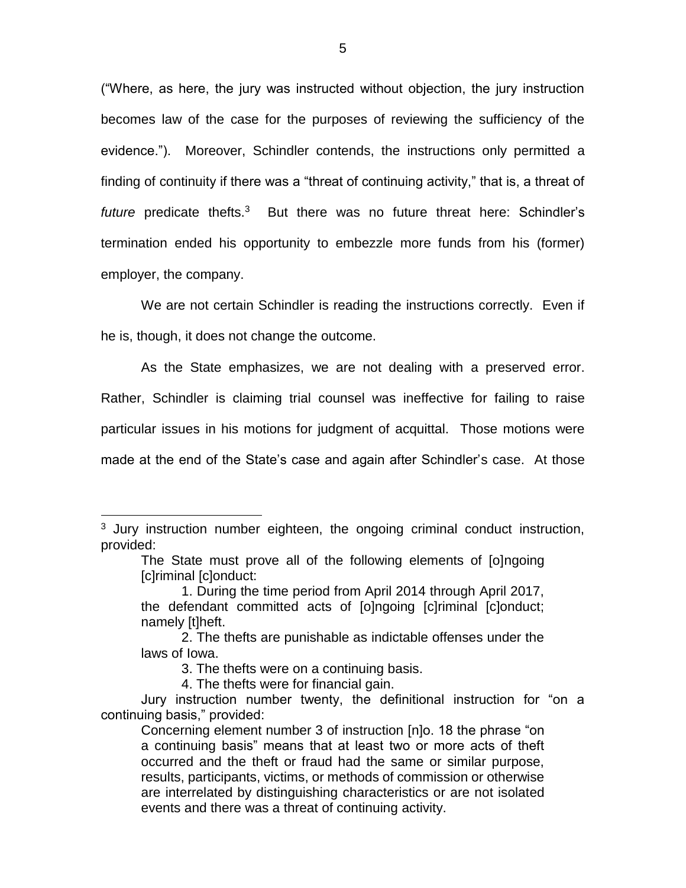("Where, as here, the jury was instructed without objection, the jury instruction becomes law of the case for the purposes of reviewing the sufficiency of the evidence."). Moreover, Schindler contends, the instructions only permitted a finding of continuity if there was a "threat of continuing activity," that is, a threat of *future* predicate thefts.[3] But there was no future threat here: Schindler's termination ended his opportunity to embezzle more funds from his (former) employer, the company.

We are not certain Schindler is reading the instructions correctly. Even if he is, though, it does not change the outcome.

As the State emphasizes, we are not dealing with a preserved error. Rather, Schindler is claiming trial counsel was ineffective for failing to raise particular issues in his motions for judgment of acquittal. Those motions were made at the end of the State's case and again after Schindler's case. At those

---

[3] Jury instruction number eighteen, the ongoing criminal conduct instruction, provided:

> The State must prove all of the following elements of [o]ngoing [c]riminal [c]onduct:
>
> 1. During the time period from April 2014 through April 2017, the defendant committed acts of [o]ngoing [c]riminal [c]onduct; namely [t]heft.
>
> 2. The thefts are punishable as indictable offenses under the laws of Iowa.
>
> 3. The thefts were on a continuing basis.
>
> 4. The thefts were for financial gain.

Jury instruction number twenty, the definitional instruction for "on a continuing basis," provided:

> Concerning element number 3 of instruction [n]o. 18 the phrase "on a continuing basis" means that at least two or more acts of theft occurred and the theft or fraud had the same or similar purpose, results, participants, victims, or methods of commission or otherwise are interrelated by distinguishing characteristics or are not isolated events and there was a threat of continuing activity.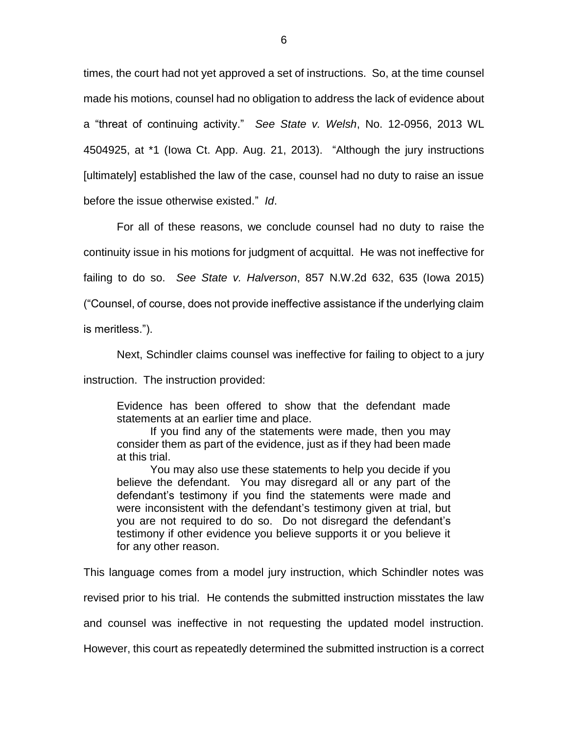times, the court had not yet approved a set of instructions. So, at the time counsel made his motions, counsel had no obligation to address the lack of evidence about a "threat of continuing activity." *See State v. Welsh*, No. 12-0956, 2013 WL 4504925, at *1 (Iowa Ct. App. Aug. 21, 2013). "Although the jury instructions [ultimately] established the law of the case, counsel had no duty to raise an issue before the issue otherwise existed." *Id*.

For all of these reasons, we conclude counsel had no duty to raise the continuity issue in his motions for judgment of acquittal. He was not ineffective for failing to do so. *See State v. Halverson*, 857 N.W.2d 632, 635 (Iowa 2015) ("Counsel, of course, does not provide ineffective assistance if the underlying claim is meritless.").

Next, Schindler claims counsel was ineffective for failing to object to a jury instruction. The instruction provided:

> Evidence has been offered to show that the defendant made statements at an earlier time and place.
>
> If you find any of the statements were made, then you may consider them as part of the evidence, just as if they had been made at this trial.
>
> You may also use these statements to help you decide if you believe the defendant. You may disregard all or any part of the defendant's testimony if you find the statements were made and were inconsistent with the defendant's testimony given at trial, but you are not required to do so. Do not disregard the defendant's testimony if other evidence you believe supports it or you believe it for any other reason.

This language comes from a model jury instruction, which Schindler notes was revised prior to his trial. He contends the submitted instruction misstates the law and counsel was ineffective in not requesting the updated model instruction. However, this court as repeatedly determined the submitted instruction is a correct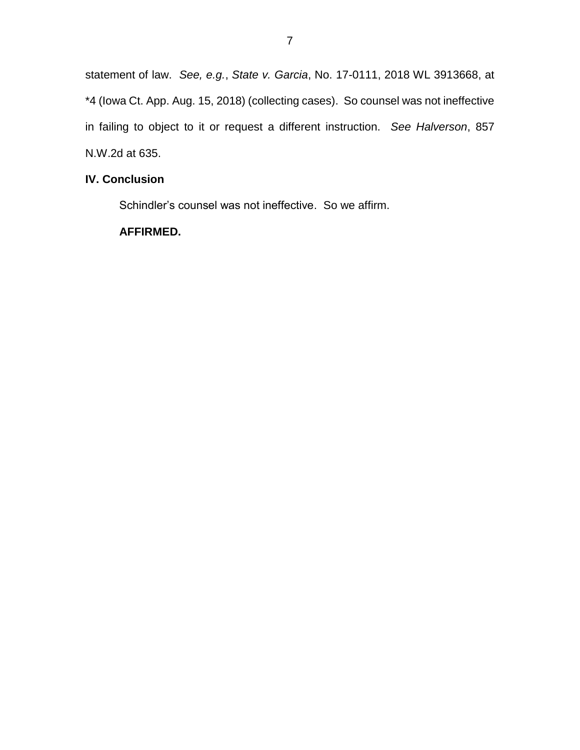statement of law. *See, e.g.*, *State v. Garcia*, No. 17-0111, 2018 WL 3913668, at *4 (Iowa Ct. App. Aug. 15, 2018) (collecting cases). So counsel was not ineffective in failing to object to it or request a different instruction. *See Halverson*, 857 N.W.2d at 635.

## IV. Conclusion

Schindler's counsel was not ineffective. So we affirm.

**AFFIRMED.**